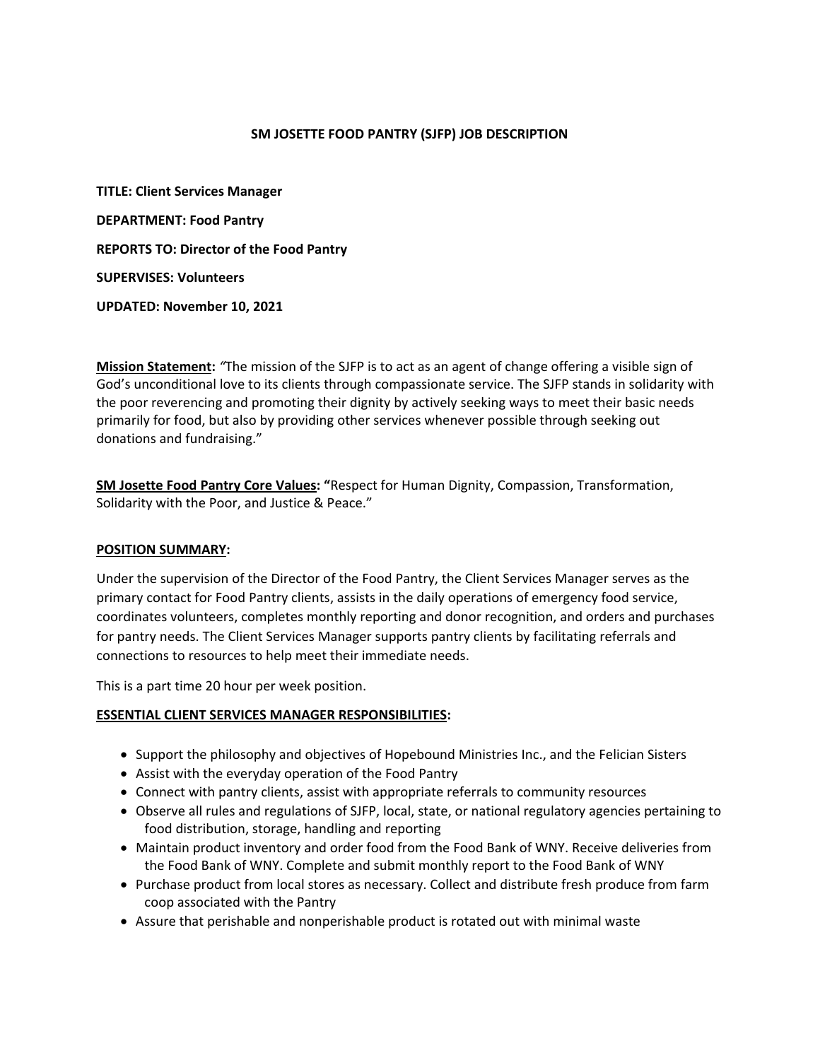# SM JOSETTE FOOD PANTRY (SJFP) JOB DESCRIPTION

**TITLE: Client Services Manager**

**DEPARTMENT: Food Pantry**

**REPORTS TO: Director of the Food Pantry**

**SUPERVISES: Volunteers**

**UPDATED: November 10, 2021**

**Mission Statement:** *"*The mission of the SJFP is to act as an agent of change offering a visible sign of God's unconditional love to its clients through compassionate service. The SJFP stands in solidarity with the poor reverencing and promoting their dignity by actively seeking ways to meet their basic needs primarily for food, but also by providing other services whenever possible through seeking out donations and fundraising."

**SM Josette Food Pantry Core Values: "**Respect for Human Dignity, Compassion, Transformation, Solidarity with the Poor, and Justice & Peace."

## POSITION SUMMARY:

Under the supervision of the Director of the Food Pantry, the Client Services Manager serves as the primary contact for Food Pantry clients, assists in the daily operations of emergency food service, coordinates volunteers, completes monthly reporting and donor recognition, and orders and purchases for pantry needs. The Client Services Manager supports pantry clients by facilitating referrals and connections to resources to help meet their immediate needs.

This is a part time 20 hour per week position.

## ESSENTIAL CLIENT SERVICES MANAGER RESPONSIBILITIES:

- Support the philosophy and objectives of Hopebound Ministries Inc., and the Felician Sisters
- Assist with the everyday operation of the Food Pantry
- Connect with pantry clients, assist with appropriate referrals to community resources
- Observe all rules and regulations of SJFP, local, state, or national regulatory agencies pertaining to food distribution, storage, handling and reporting
- Maintain product inventory and order food from the Food Bank of WNY. Receive deliveries from the Food Bank of WNY. Complete and submit monthly report to the Food Bank of WNY
- Purchase product from local stores as necessary. Collect and distribute fresh produce from farm coop associated with the Pantry
- Assure that perishable and nonperishable product is rotated out with minimal waste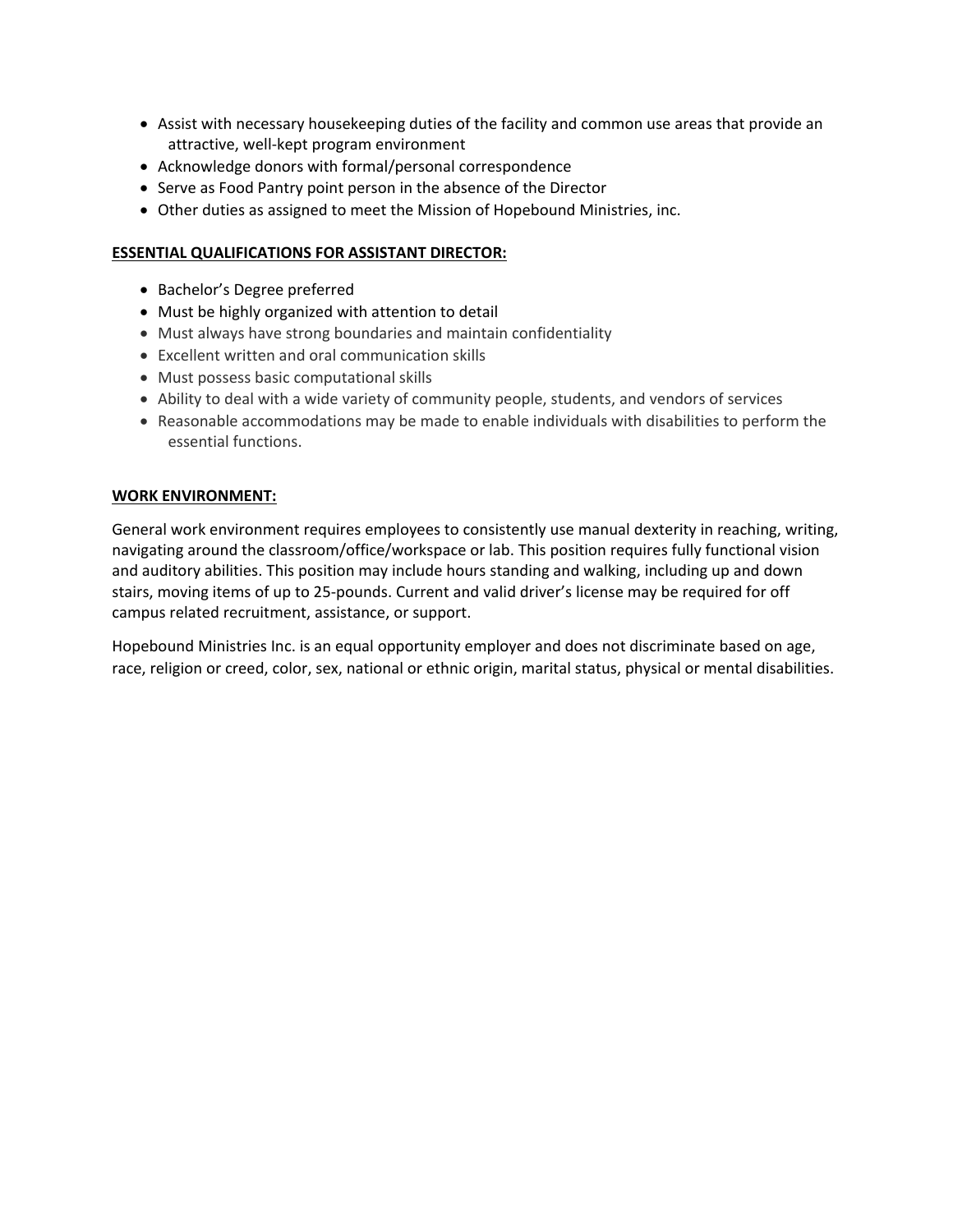- Assist with necessary housekeeping duties of the facility and common use areas that provide an attractive, well-kept program environment
- Acknowledge donors with formal/personal correspondence
- Serve as Food Pantry point person in the absence of the Director
- Other duties as assigned to meet the Mission of Hopebound Ministries, inc.

**ESSENTIAL QUALIFICATIONS FOR ASSISTANT DIRECTOR:**

- Bachelor's Degree preferred
- Must be highly organized with attention to detail
- Must always have strong boundaries and maintain confidentiality
- Excellent written and oral communication skills
- Must possess basic computational skills
- Ability to deal with a wide variety of community people, students, and vendors of services
- Reasonable accommodations may be made to enable individuals with disabilities to perform the essential functions.

**WORK ENVIRONMENT:**

General work environment requires employees to consistently use manual dexterity in reaching, writing, navigating around the classroom/office/workspace or lab. This position requires fully functional vision and auditory abilities. This position may include hours standing and walking, including up and down stairs, moving items of up to 25-pounds. Current and valid driver's license may be required for off campus related recruitment, assistance, or support.

Hopebound Ministries Inc. is an equal opportunity employer and does not discriminate based on age, race, religion or creed, color, sex, national or ethnic origin, marital status, physical or mental disabilities.